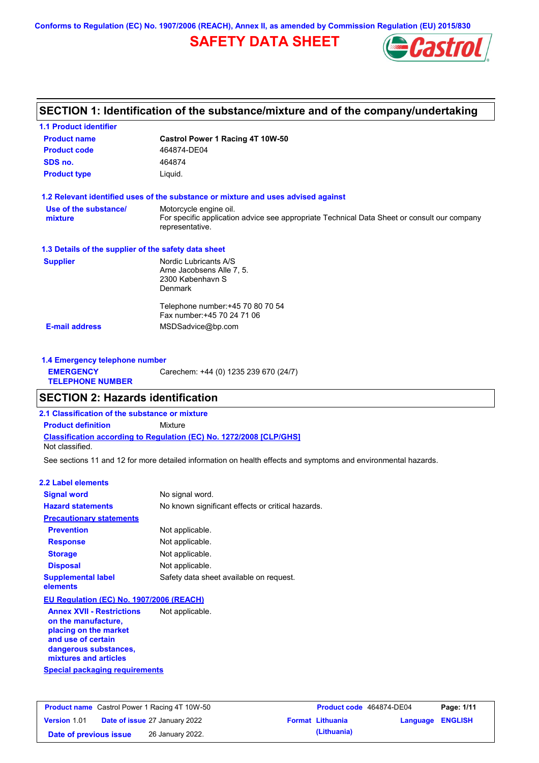Conforms to Regulation (EC) No. 1907/2006 (REACH), Annex II, as amended by Commission Regulation (EU) 2015/830

# SAFETY DATA SHEET

## SECTION 1: Identification of the substance/mixture and of the company/undertaking

### 1.1 Product identifier

| | |
|---|---|
| **Product name** | **Castrol Power 1 Racing 4T 10W-50** |
| **Product code** | 464874-DE04 |
| **SDS no.** | 464874 |
| **Product type** | Liquid. |

### 1.2 Relevant identified uses of the substance or mixture and uses advised against

| | |
|---|---|
| **Use of the substance/ mixture** | Motorcycle engine oil. For specific application advice see appropriate Technical Data Sheet or consult our company representative. |

### 1.3 Details of the supplier of the safety data sheet

| | |
|---|---|
| **Supplier** | Nordic Lubricants A/S<br>Arne Jacobsens Alle 7, 5.<br>2300 København S<br>Denmark<br><br>Telephone number:+45 70 80 70 54<br>Fax number:+45 70 24 71 06 |
| **E-mail address** | MSDSadvice@bp.com |

### 1.4 Emergency telephone number

| | |
|---|---|
| **EMERGENCY TELEPHONE NUMBER** | Carechem: +44 (0) 1235 239 670 (24/7) |

## SECTION 2: Hazards identification

### 2.1 Classification of the substance or mixture

**Product definition** Mixture

**Classification according to Regulation (EC) No. 1272/2008 [CLP/GHS]**

Not classified.

See sections 11 and 12 for more detailed information on health effects and symptoms and environmental hazards.

### 2.2 Label elements

| | |
|---|---|
| **Signal word** | No signal word. |
| **Hazard statements** | No known significant effects or critical hazards. |
| **Precautionary statements** | |
| **Prevention** | Not applicable. |
| **Response** | Not applicable. |
| **Storage** | Not applicable. |
| **Disposal** | Not applicable. |
| **Supplemental label elements** | Safety data sheet available on request. |

**EU Regulation (EC) No. 1907/2006 (REACH)**

| | |
|---|---|
| **Annex XVII - Restrictions on the manufacture, placing on the market and use of certain dangerous substances, mixtures and articles** | Not applicable. |

**Special packaging requirements**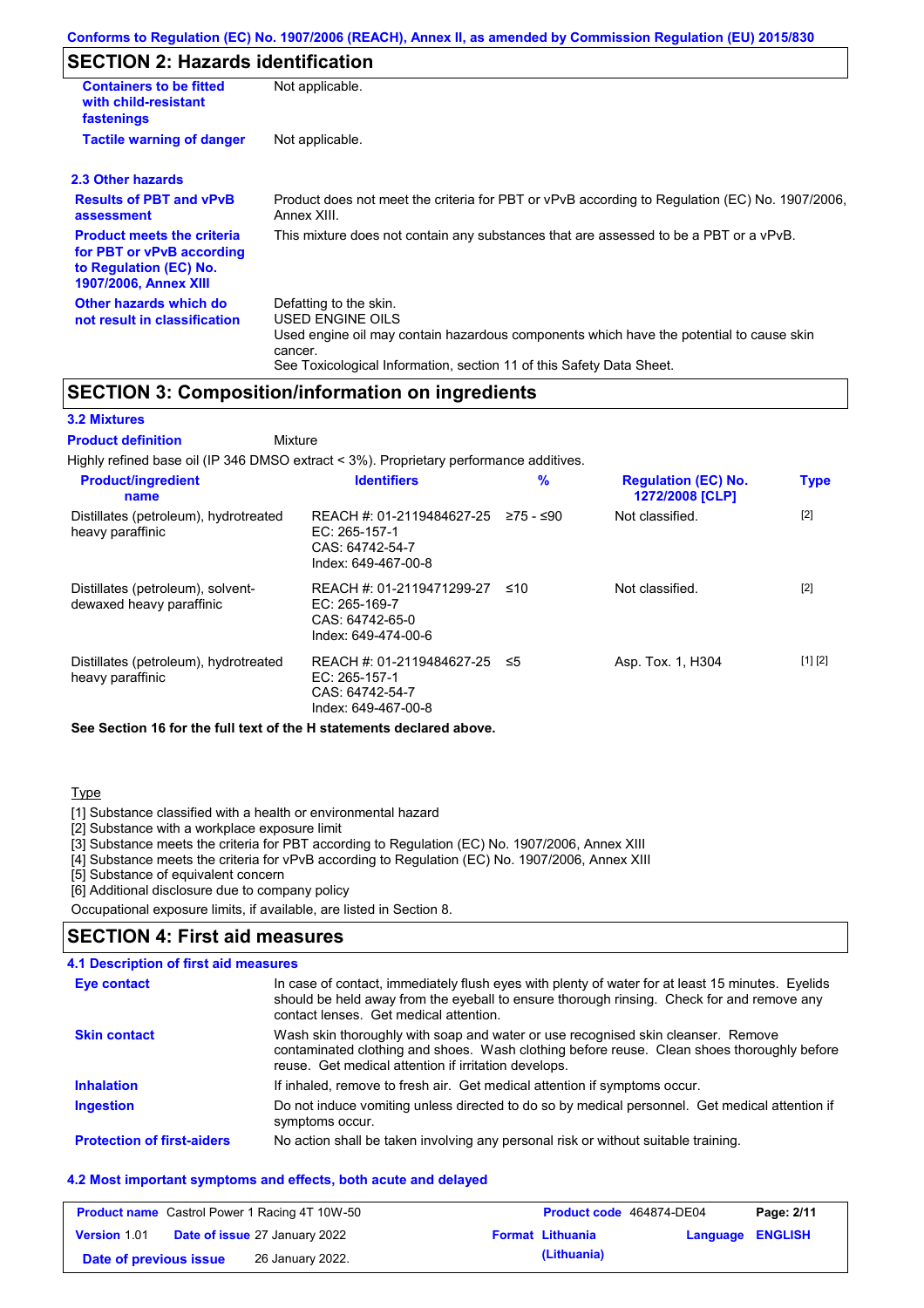## SECTION 2: Hazards identification

| | |
|---|---|
| **Containers to be fitted with child-resistant fastenings** | Not applicable. |
| **Tactile warning of danger** | Not applicable. |

### 2.3 Other hazards

| | |
|---|---|
| **Results of PBT and vPvB assessment** | Product does not meet the criteria for PBT or vPvB according to Regulation (EC) No. 1907/2006, Annex XIII. |
| **Product meets the criteria for PBT or vPvB according to Regulation (EC) No. 1907/2006, Annex XIII** | This mixture does not contain any substances that are assessed to be a PBT or a vPvB. |
| **Other hazards which do not result in classification** | Defatting to the skin.<br>USED ENGINE OILS<br>Used engine oil may contain hazardous components which have the potential to cause skin cancer.<br>See Toxicological Information, section 11 of this Safety Data Sheet. |

## SECTION 3: Composition/information on ingredients

### 3.2 Mixtures

**Product definition** Mixture

Highly refined base oil (IP 346 DMSO extract < 3%). Proprietary performance additives.

| Product/ingredient name | Identifiers | % | Regulation (EC) No. 1272/2008 [CLP] | Type |
|---|---|---|---|---|
| Distillates (petroleum), hydrotreated heavy paraffinic | REACH #: 01-2119484627-25<br>EC: 265-157-1<br>CAS: 64742-54-7<br>Index: 649-467-00-8 | ≥75 - ≤90 | Not classified. | [2] |
| Distillates (petroleum), solvent-dewaxed heavy paraffinic | REACH #: 01-2119471299-27<br>EC: 265-169-7<br>CAS: 64742-65-0<br>Index: 649-474-00-6 | ≤10 | Not classified. | [2] |
| Distillates (petroleum), hydrotreated heavy paraffinic | REACH #: 01-2119484627-25<br>EC: 265-157-1<br>CAS: 64742-54-7<br>Index: 649-467-00-8 | ≤5 | Asp. Tox. 1, H304 | [1] [2] |

**See Section 16 for the full text of the H statements declared above.**

Type

[1] Substance classified with a health or environmental hazard
[2] Substance with a workplace exposure limit
[3] Substance meets the criteria for PBT according to Regulation (EC) No. 1907/2006, Annex XIII
[4] Substance meets the criteria for vPvB according to Regulation (EC) No. 1907/2006, Annex XIII
[5] Substance of equivalent concern
[6] Additional disclosure due to company policy

Occupational exposure limits, if available, are listed in Section 8.

## SECTION 4: First aid measures

### 4.1 Description of first aid measures

| | |
|---|---|
| **Eye contact** | In case of contact, immediately flush eyes with plenty of water for at least 15 minutes. Eyelids should be held away from the eyeball to ensure thorough rinsing. Check for and remove any contact lenses. Get medical attention. |
| **Skin contact** | Wash skin thoroughly with soap and water or use recognised skin cleanser. Remove contaminated clothing and shoes. Wash clothing before reuse. Clean shoes thoroughly before reuse. Get medical attention if irritation develops. |
| **Inhalation** | If inhaled, remove to fresh air. Get medical attention if symptoms occur. |
| **Ingestion** | Do not induce vomiting unless directed to do so by medical personnel. Get medical attention if symptoms occur. |
| **Protection of first-aiders** | No action shall be taken involving any personal risk or without suitable training. |

### 4.2 Most important symptoms and effects, both acute and delayed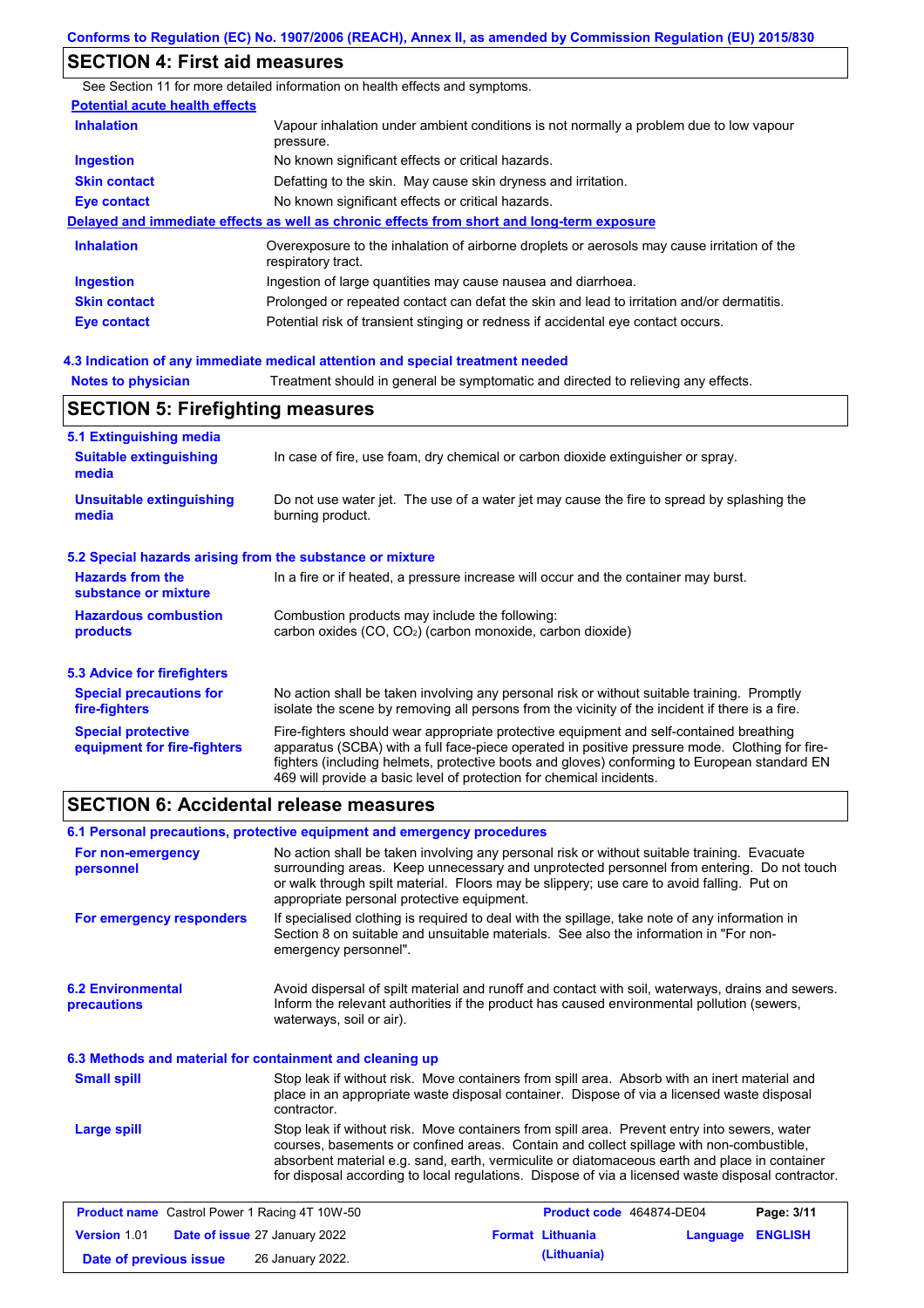Conforms to Regulation (EC) No. 1907/2006 (REACH), Annex II, as amended by Commission Regulation (EU) 2015/830

## SECTION 4: First aid measures

See Section 11 for more detailed information on health effects and symptoms.

**Potential acute health effects**

| | |
|---|---|
| **Inhalation** | Vapour inhalation under ambient conditions is not normally a problem due to low vapour pressure. |
| **Ingestion** | No known significant effects or critical hazards. |
| **Skin contact** | Defatting to the skin. May cause skin dryness and irritation. |
| **Eye contact** | No known significant effects or critical hazards. |

**Delayed and immediate effects as well as chronic effects from short and long-term exposure**

| | |
|---|---|
| **Inhalation** | Overexposure to the inhalation of airborne droplets or aerosols may cause irritation of the respiratory tract. |
| **Ingestion** | Ingestion of large quantities may cause nausea and diarrhoea. |
| **Skin contact** | Prolonged or repeated contact can defat the skin and lead to irritation and/or dermatitis. |
| **Eye contact** | Potential risk of transient stinging or redness if accidental eye contact occurs. |

**4.3 Indication of any immediate medical attention and special treatment needed**

| | |
|---|---|
| **Notes to physician** | Treatment should in general be symptomatic and directed to relieving any effects. |

## SECTION 5: Firefighting measures

**5.1 Extinguishing media**

| | |
|---|---|
| **Suitable extinguishing media** | In case of fire, use foam, dry chemical or carbon dioxide extinguisher or spray. |
| **Unsuitable extinguishing media** | Do not use water jet. The use of a water jet may cause the fire to spread by splashing the burning product. |

**5.2 Special hazards arising from the substance or mixture**

| | |
|---|---|
| **Hazards from the substance or mixture** | In a fire or if heated, a pressure increase will occur and the container may burst. |
| **Hazardous combustion products** | Combustion products may include the following: carbon oxides (CO, $CO_2$) (carbon monoxide, carbon dioxide) |

**5.3 Advice for firefighters**

| | |
|---|---|
| **Special precautions for fire-fighters** | No action shall be taken involving any personal risk or without suitable training. Promptly isolate the scene by removing all persons from the vicinity of the incident if there is a fire. |
| **Special protective equipment for fire-fighters** | Fire-fighters should wear appropriate protective equipment and self-contained breathing apparatus (SCBA) with a full face-piece operated in positive pressure mode. Clothing for fire-fighters (including helmets, protective boots and gloves) conforming to European standard EN 469 will provide a basic level of protection for chemical incidents. |

## SECTION 6: Accidental release measures

**6.1 Personal precautions, protective equipment and emergency procedures**

| | |
|---|---|
| **For non-emergency personnel** | No action shall be taken involving any personal risk or without suitable training. Evacuate surrounding areas. Keep unnecessary and unprotected personnel from entering. Do not touch or walk through spilt material. Floors may be slippery; use care to avoid falling. Put on appropriate personal protective equipment. |
| **For emergency responders** | If specialised clothing is required to deal with the spillage, take note of any information in Section 8 on suitable and unsuitable materials. See also the information in "For non-emergency personnel". |

| | |
|---|---|
| **6.2 Environmental precautions** | Avoid dispersal of spilt material and runoff and contact with soil, waterways, drains and sewers. Inform the relevant authorities if the product has caused environmental pollution (sewers, waterways, soil or air). |

**6.3 Methods and material for containment and cleaning up**

| | |
|---|---|
| **Small spill** | Stop leak if without risk. Move containers from spill area. Absorb with an inert material and place in an appropriate waste disposal container. Dispose of via a licensed waste disposal contractor. |
| **Large spill** | Stop leak if without risk. Move containers from spill area. Prevent entry into sewers, water courses, basements or confined areas. Contain and collect spillage with non-combustible, absorbent material e.g. sand, earth, vermiculite or diatomaceous earth and place in container for disposal according to local regulations. Dispose of via a licensed waste disposal contractor. |

| | | | |
|---|---|---|---|
| **Product name** Castrol Power 1 Racing 4T 10W-50 | | **Product code** 464874-DE04 | |
| **Version** 1.01 | **Date of issue** 27 January 2022 | **Format** Lithuania (Lithuania) | **Language** ENGLISH |
| **Date of previous issue** | 26 January 2022. | | |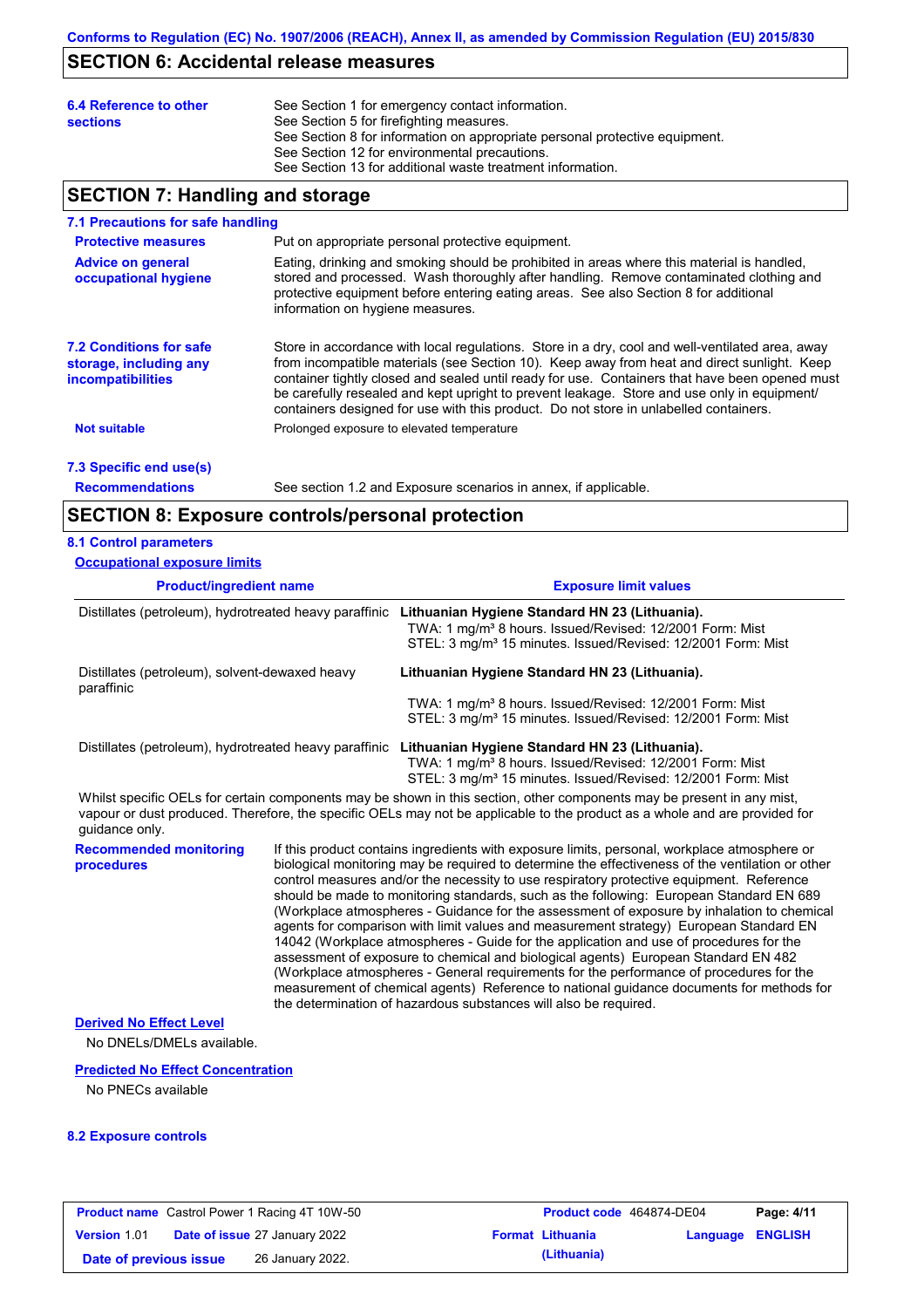## SECTION 6: Accidental release measures

**6.4 Reference to other sections**

See Section 1 for emergency contact information.
See Section 5 for firefighting measures.
See Section 8 for information on appropriate personal protective equipment.
See Section 12 for environmental precautions.
See Section 13 for additional waste treatment information.

## SECTION 7: Handling and storage

### 7.1 Precautions for safe handling

**Protective measures**

Put on appropriate personal protective equipment.

**Advice on general occupational hygiene**

Eating, drinking and smoking should be prohibited in areas where this material is handled, stored and processed. Wash thoroughly after handling. Remove contaminated clothing and protective equipment before entering eating areas. See also Section 8 for additional information on hygiene measures.

### 7.2 Conditions for safe storage, including any incompatibilities

Store in accordance with local regulations. Store in a dry, cool and well-ventilated area, away from incompatible materials (see Section 10). Keep away from heat and direct sunlight. Keep container tightly closed and sealed until ready for use. Containers that have been opened must be carefully resealed and kept upright to prevent leakage. Store and use only in equipment/ containers designed for use with this product. Do not store in unlabelled containers.

**Not suitable**

Prolonged exposure to elevated temperature

### 7.3 Specific end use(s)

**Recommendations**

See section 1.2 and Exposure scenarios in annex, if applicable.

## SECTION 8: Exposure controls/personal protection

### 8.1 Control parameters

**Occupational exposure limits**

| Product/ingredient name | Exposure limit values |
|---|---|
| Distillates (petroleum), hydrotreated heavy paraffinic | **Lithuanian Hygiene Standard HN 23 (Lithuania).**<br>TWA: 1 mg/m³ 8 hours. Issued/Revised: 12/2001 Form: Mist<br>STEL: 3 mg/m³ 15 minutes. Issued/Revised: 12/2001 Form: Mist |
| Distillates (petroleum), solvent-dewaxed heavy paraffinic | **Lithuanian Hygiene Standard HN 23 (Lithuania).**<br>TWA: 1 mg/m³ 8 hours. Issued/Revised: 12/2001 Form: Mist<br>STEL: 3 mg/m³ 15 minutes. Issued/Revised: 12/2001 Form: Mist |
| Distillates (petroleum), hydrotreated heavy paraffinic | **Lithuanian Hygiene Standard HN 23 (Lithuania).**<br>TWA: 1 mg/m³ 8 hours. Issued/Revised: 12/2001 Form: Mist<br>STEL: 3 mg/m³ 15 minutes. Issued/Revised: 12/2001 Form: Mist |

Whilst specific OELs for certain components may be shown in this section, other components may be present in any mist, vapour or dust produced. Therefore, the specific OELs may not be applicable to the product as a whole and are provided for guidance only.

**Recommended monitoring procedures**

If this product contains ingredients with exposure limits, personal, workplace atmosphere or biological monitoring may be required to determine the effectiveness of the ventilation or other control measures and/or the necessity to use respiratory protective equipment. Reference should be made to monitoring standards, such as the following: European Standard EN 689 (Workplace atmospheres - Guidance for the assessment of exposure by inhalation to chemical agents for comparison with limit values and measurement strategy) European Standard EN 14042 (Workplace atmospheres - Guide for the application and use of procedures for the assessment of exposure to chemical and biological agents) European Standard EN 482 (Workplace atmospheres - General requirements for the performance of procedures for the measurement of chemical agents) Reference to national guidance documents for methods for the determination of hazardous substances will also be required.

**Derived No Effect Level**

No DNELs/DMELs available.

**Predicted No Effect Concentration**

No PNECs available

### 8.2 Exposure controls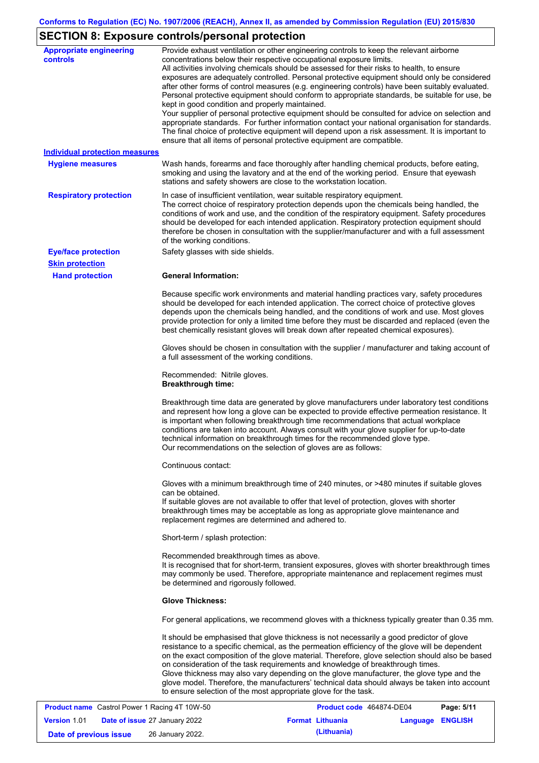## SECTION 8: Exposure controls/personal protection

**Appropriate engineering controls**

Provide exhaust ventilation or other engineering controls to keep the relevant airborne concentrations below their respective occupational exposure limits.
All activities involving chemicals should be assessed for their risks to health, to ensure exposures are adequately controlled. Personal protective equipment should only be considered after other forms of control measures (e.g. engineering controls) have been suitably evaluated. Personal protective equipment should conform to appropriate standards, be suitable for use, be kept in good condition and properly maintained.
Your supplier of personal protective equipment should be consulted for advice on selection and appropriate standards. For further information contact your national organisation for standards. The final choice of protective equipment will depend upon a risk assessment. It is important to ensure that all items of personal protective equipment are compatible.

**Individual protection measures**

**Hygiene measures**

Wash hands, forearms and face thoroughly after handling chemical products, before eating, smoking and using the lavatory and at the end of the working period. Ensure that eyewash stations and safety showers are close to the workstation location.

**Respiratory protection**

In case of insufficient ventilation, wear suitable respiratory equipment.
The correct choice of respiratory protection depends upon the chemicals being handled, the conditions of work and use, and the condition of the respiratory equipment. Safety procedures should be developed for each intended application. Respiratory protection equipment should therefore be chosen in consultation with the supplier/manufacturer and with a full assessment of the working conditions.

**Eye/face protection**

Safety glasses with side shields.

**Skin protection**

**Hand protection**

**General Information:**

Because specific work environments and material handling practices vary, safety procedures should be developed for each intended application. The correct choice of protective gloves depends upon the chemicals being handled, and the conditions of work and use. Most gloves provide protection for only a limited time before they must be discarded and replaced (even the best chemically resistant gloves will break down after repeated chemical exposures).

Gloves should be chosen in consultation with the supplier / manufacturer and taking account of a full assessment of the working conditions.

Recommended: Nitrile gloves.
**Breakthrough time:**

Breakthrough time data are generated by glove manufacturers under laboratory test conditions and represent how long a glove can be expected to provide effective permeation resistance. It is important when following breakthrough time recommendations that actual workplace conditions are taken into account. Always consult with your glove supplier for up-to-date technical information on breakthrough times for the recommended glove type.
Our recommendations on the selection of gloves are as follows:

Continuous contact:

Gloves with a minimum breakthrough time of 240 minutes, or >480 minutes if suitable gloves can be obtained.
If suitable gloves are not available to offer that level of protection, gloves with shorter breakthrough times may be acceptable as long as appropriate glove maintenance and replacement regimes are determined and adhered to.

Short-term / splash protection:

Recommended breakthrough times as above.
It is recognised that for short-term, transient exposures, gloves with shorter breakthrough times may commonly be used. Therefore, appropriate maintenance and replacement regimes must be determined and rigorously followed.

**Glove Thickness:**

For general applications, we recommend gloves with a thickness typically greater than 0.35 mm.

It should be emphasised that glove thickness is not necessarily a good predictor of glove resistance to a specific chemical, as the permeation efficiency of the glove will be dependent on the exact composition of the glove material. Therefore, glove selection should also be based on consideration of the task requirements and knowledge of breakthrough times.
Glove thickness may also vary depending on the glove manufacturer, the glove type and the glove model. Therefore, the manufacturers' technical data should always be taken into account to ensure selection of the most appropriate glove for the task.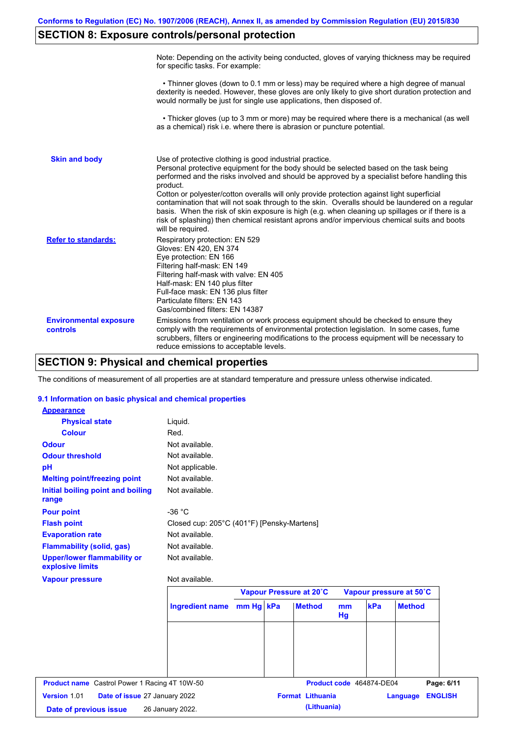## SECTION 8: Exposure controls/personal protection

Note: Depending on the activity being conducted, gloves of varying thickness may be required for specific tasks. For example:

• Thinner gloves (down to 0.1 mm or less) may be required where a high degree of manual dexterity is needed. However, these gloves are only likely to give short duration protection and would normally be just for single use applications, then disposed of.

• Thicker gloves (up to 3 mm or more) may be required where there is a mechanical (as well as a chemical) risk i.e. where there is abrasion or puncture potential.

**Skin and body**

Use of protective clothing is good industrial practice.
Personal protective equipment for the body should be selected based on the task being performed and the risks involved and should be approved by a specialist before handling this product.
Cotton or polyester/cotton overalls will only provide protection against light superficial contamination that will not soak through to the skin. Overalls should be laundered on a regular basis. When the risk of skin exposure is high (e.g. when cleaning up spillages or if there is a risk of splashing) then chemical resistant aprons and/or impervious chemical suits and boots will be required.

**Refer to standards:**

Respiratory protection: EN 529
Gloves: EN 420, EN 374
Eye protection: EN 166
Filtering half-mask: EN 149
Filtering half-mask with valve: EN 405
Half-mask: EN 140 plus filter
Full-face mask: EN 136 plus filter
Particulate filters: EN 143
Gas/combined filters: EN 14387

**Environmental exposure controls**

Emissions from ventilation or work process equipment should be checked to ensure they comply with the requirements of environmental protection legislation. In some cases, fume scrubbers, filters or engineering modifications to the process equipment will be necessary to reduce emissions to acceptable levels.

## SECTION 9: Physical and chemical properties

The conditions of measurement of all properties are at standard temperature and pressure unless otherwise indicated.

### 9.1 Information on basic physical and chemical properties

**Appearance**

- **Physical state**: Liquid.
- **Colour**: Red.

**Odour**: Not available.

**Odour threshold**: Not available.

**pH**: Not applicable.

**Melting point/freezing point**: Not available.

**Initial boiling point and boiling range**: Not available.

**Pour point**: -36 °C

**Flash point**: Closed cup: 205°C (401°F) [Pensky-Martens]

**Evaporation rate**: Not available.

**Flammability (solid, gas)**: Not available.

**Upper/lower flammability or explosive limits**: Not available.

**Vapour pressure**: Not available.

| | Vapour Pressure at 20˚C | | | Vapour pressure at 50˚C | | |
|---|---|---|---|---|---|---|
| Ingredient name | mm Hg | kPa | Method | mm Hg | kPa | Method |
| | | | | | | |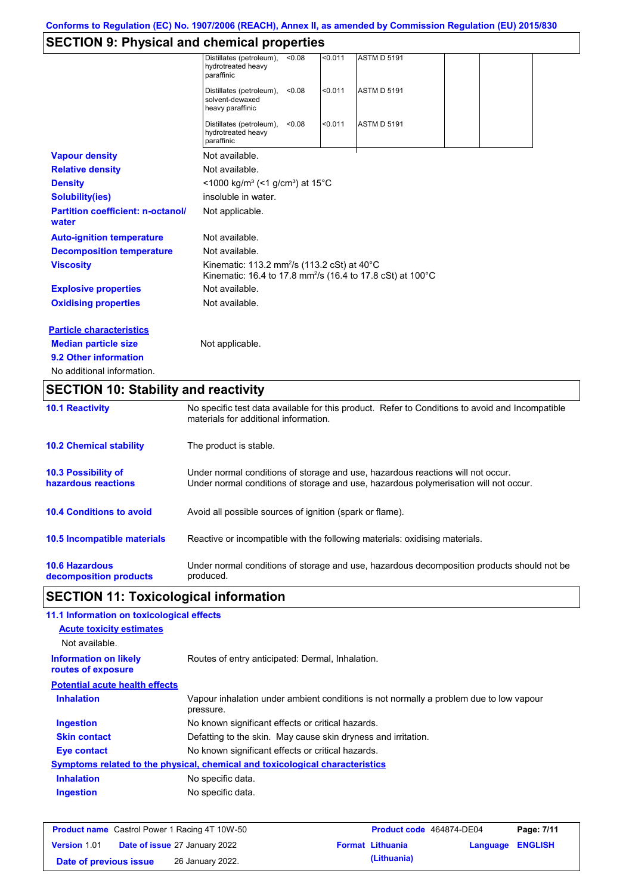## SECTION 9: Physical and chemical properties

| | | | | |
|---|---|---|---|---|
| Distillates (petroleum), hydrotreated heavy paraffinic | <0.08 | <0.011 | ASTM D 5191 | | |
| Distillates (petroleum), solvent-dewaxed heavy paraffinic | <0.08 | <0.011 | ASTM D 5191 | | |
| Distillates (petroleum), hydrotreated heavy paraffinic | <0.08 | <0.011 | ASTM D 5191 | | |

**Vapour density**: Not available.

**Relative density**: Not available.

**Density**: <1000 kg/m³ (<1 g/cm³) at 15°C

**Solubility(ies)**: insoluble in water.

**Partition coefficient: n-octanol/water**: Not applicable.

**Auto-ignition temperature**: Not available.

**Decomposition temperature**: Not available.

**Viscosity**: Kinematic: 113.2 mm²/s (113.2 cSt) at 40°C
Kinematic: 16.4 to 17.8 mm²/s (16.4 to 17.8 cSt) at 100°C

**Explosive properties**: Not available.

**Oxidising properties**: Not available.

**Particle characteristics**

**Median particle size**: Not applicable.

**9.2 Other information**

No additional information.

## SECTION 10: Stability and reactivity

**10.1 Reactivity**: No specific test data available for this product. Refer to Conditions to avoid and Incompatible materials for additional information.

**10.2 Chemical stability**: The product is stable.

**10.3 Possibility of hazardous reactions**: Under normal conditions of storage and use, hazardous reactions will not occur.
Under normal conditions of storage and use, hazardous polymerisation will not occur.

**10.4 Conditions to avoid**: Avoid all possible sources of ignition (spark or flame).

**10.5 Incompatible materials**: Reactive or incompatible with the following materials: oxidising materials.

**10.6 Hazardous decomposition products**: Under normal conditions of storage and use, hazardous decomposition products should not be produced.

## SECTION 11: Toxicological information

**11.1 Information on toxicological effects**

**Acute toxicity estimates**

Not available.

**Information on likely routes of exposure**: Routes of entry anticipated: Dermal, Inhalation.

**Potential acute health effects**

**Inhalation**: Vapour inhalation under ambient conditions is not normally a problem due to low vapour pressure.

**Ingestion**: No known significant effects or critical hazards.

**Skin contact**: Defatting to the skin. May cause skin dryness and irritation.

**Eye contact**: No known significant effects or critical hazards.

**Symptoms related to the physical, chemical and toxicological characteristics**

**Inhalation**: No specific data.

**Ingestion**: No specific data.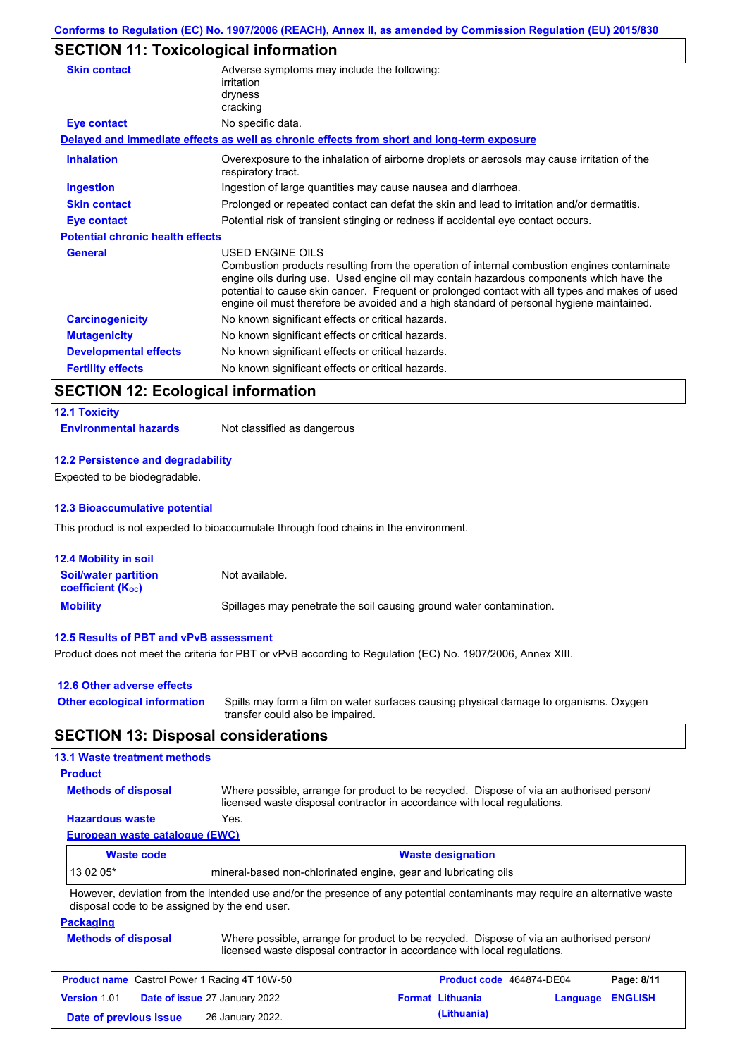## SECTION 11: Toxicological information

| | |
|---|---|
| **Skin contact** | Adverse symptoms may include the following:<br>irritation<br>dryness<br>cracking |
| **Eye contact** | No specific data. |

**Delayed and immediate effects as well as chronic effects from short and long-term exposure**

| | |
|---|---|
| **Inhalation** | Overexposure to the inhalation of airborne droplets or aerosols may cause irritation of the respiratory tract. |
| **Ingestion** | Ingestion of large quantities may cause nausea and diarrhoea. |
| **Skin contact** | Prolonged or repeated contact can defat the skin and lead to irritation and/or dermatitis. |
| **Eye contact** | Potential risk of transient stinging or redness if accidental eye contact occurs. |

**Potential chronic health effects**

| | |
|---|---|
| **General** | USED ENGINE OILS<br>Combustion products resulting from the operation of internal combustion engines contaminate engine oils during use. Used engine oil may contain hazardous components which have the potential to cause skin cancer. Frequent or prolonged contact with all types and makes of used engine oil must therefore be avoided and a high standard of personal hygiene maintained. |
| **Carcinogenicity** | No known significant effects or critical hazards. |
| **Mutagenicity** | No known significant effects or critical hazards. |
| **Developmental effects** | No known significant effects or critical hazards. |
| **Fertility effects** | No known significant effects or critical hazards. |

## SECTION 12: Ecological information

### 12.1 Toxicity

**Environmental hazards** Not classified as dangerous

### 12.2 Persistence and degradability

Expected to be biodegradable.

### 12.3 Bioaccumulative potential

This product is not expected to bioaccumulate through food chains in the environment.

### 12.4 Mobility in soil

| | |
|---|---|
| **Soil/water partition coefficient ($K_{OC}$)** | Not available. |
| **Mobility** | Spillages may penetrate the soil causing ground water contamination. |

### 12.5 Results of PBT and vPvB assessment

Product does not meet the criteria for PBT or vPvB according to Regulation (EC) No. 1907/2006, Annex XIII.

### 12.6 Other adverse effects

**Other ecological information** Spills may form a film on water surfaces causing physical damage to organisms. Oxygen transfer could also be impaired.

## SECTION 13: Disposal considerations

### 13.1 Waste treatment methods

**Product**

| | |
|---|---|
| **Methods of disposal** | Where possible, arrange for product to be recycled. Dispose of via an authorised person/ licensed waste disposal contractor in accordance with local regulations. |
| **Hazardous waste** | Yes. |

**European waste catalogue (EWC)**

| Waste code | Waste designation |
|---|---|
| 13 02 05* | mineral-based non-chlorinated engine, gear and lubricating oils |

However, deviation from the intended use and/or the presence of any potential contaminants may require an alternative waste disposal code to be assigned by the end user.

**Packaging**

**Methods of disposal** Where possible, arrange for product to be recycled. Dispose of via an authorised person/ licensed waste disposal contractor in accordance with local regulations.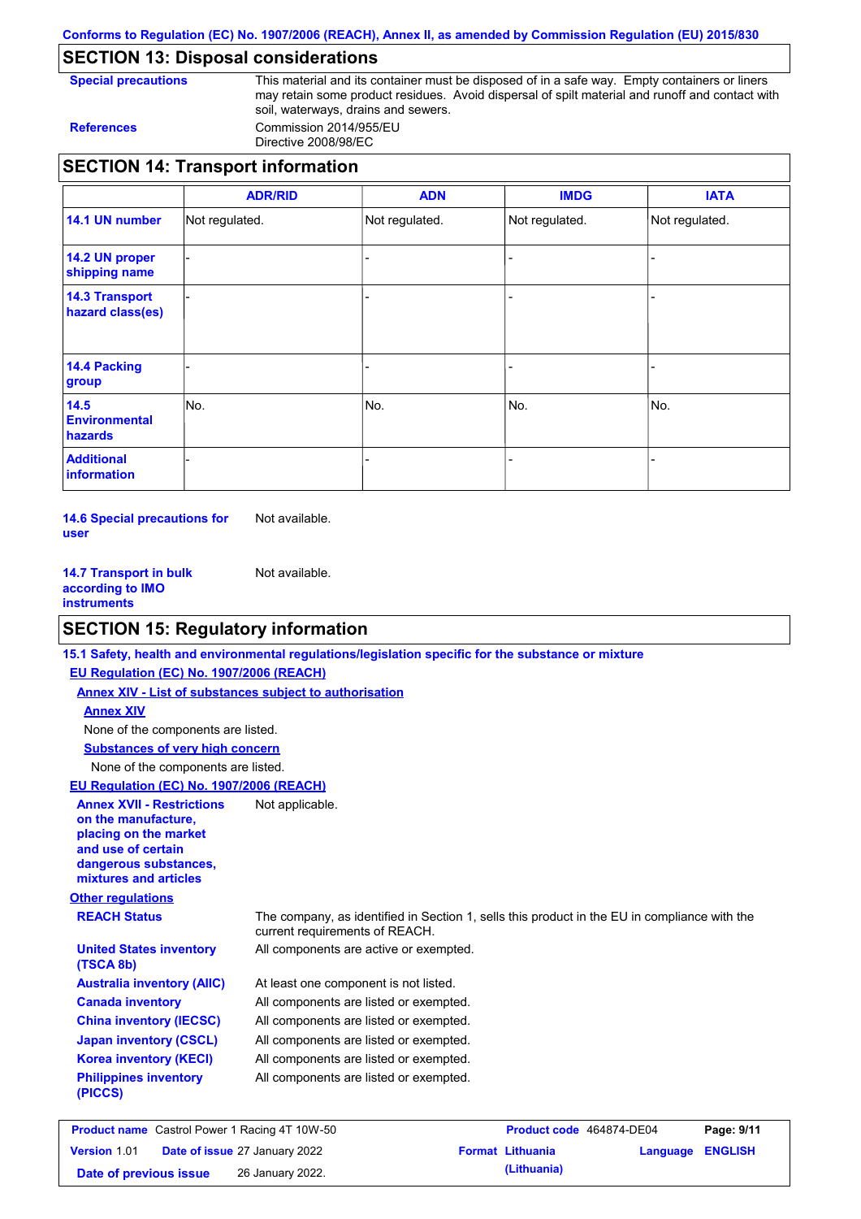## SECTION 13: Disposal considerations

**Special precautions** This material and its container must be disposed of in a safe way. Empty containers or liners may retain some product residues. Avoid dispersal of spilt material and runoff and contact with soil, waterways, drains and sewers.

**References** Commission 2014/955/EU
Directive 2008/98/EC

## SECTION 14: Transport information

| | ADR/RID | ADN | IMDG | IATA |
|---|---|---|---|---|
| **14.1 UN number** | Not regulated. | Not regulated. | Not regulated. | Not regulated. |
| **14.2 UN proper shipping name** | - | - | - | - |
| **14.3 Transport hazard class(es)** | - | - | - | - |
| **14.4 Packing group** | - | - | - | - |
| **14.5 Environmental hazards** | No. | No. | No. | No. |
| **Additional information** | - | - | - | - |

**14.6 Special precautions for user** Not available.

**14.7 Transport in bulk according to IMO instruments** Not available.

## SECTION 15: Regulatory information

**15.1 Safety, health and environmental regulations/legislation specific for the substance or mixture**

**EU Regulation (EC) No. 1907/2006 (REACH)**

**Annex XIV - List of substances subject to authorisation**

**Annex XIV**

None of the components are listed.

**Substances of very high concern**

None of the components are listed.

**EU Regulation (EC) No. 1907/2006 (REACH)**

**Annex XVII - Restrictions on the manufacture, placing on the market and use of certain dangerous substances, mixtures and articles** Not applicable.

**Other regulations**

**REACH Status** The company, as identified in Section 1, sells this product in the EU in compliance with the current requirements of REACH.

**United States inventory (TSCA 8b)** All components are active or exempted.

**Australia inventory (AIIC)** At least one component is not listed.

**Canada inventory** All components are listed or exempted.

**China inventory (IECSC)** All components are listed or exempted.

**Japan inventory (CSCL)** All components are listed or exempted.

**Korea inventory (KECI)** All components are listed or exempted.

**Philippines inventory (PICCS)** All components are listed or exempted.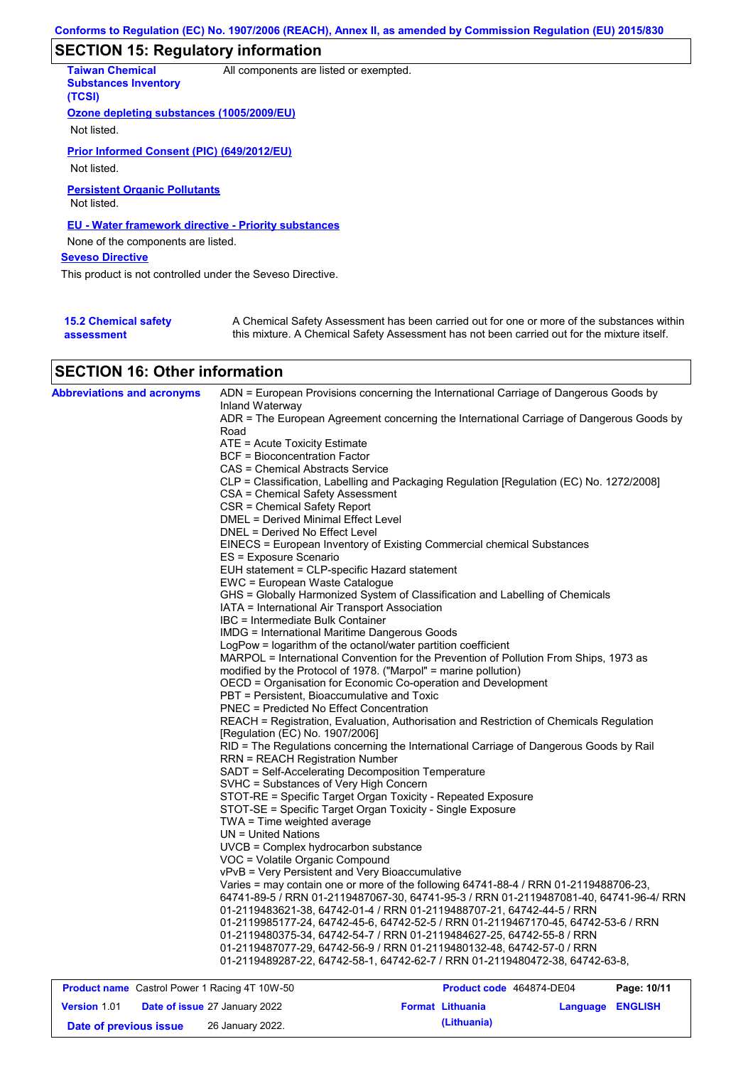## SECTION 15: Regulatory information

**Taiwan Chemical Substances Inventory (TCSI)**: All components are listed or exempted.

**Ozone depleting substances (1005/2009/EU)**

Not listed.

**Prior Informed Consent (PIC) (649/2012/EU)**

Not listed.

**Persistent Organic Pollutants**

Not listed.

**EU - Water framework directive - Priority substances**

None of the components are listed.

**Seveso Directive**

This product is not controlled under the Seveso Directive.

**15.2 Chemical safety assessment**: A Chemical Safety Assessment has been carried out for one or more of the substances within this mixture. A Chemical Safety Assessment has not been carried out for the mixture itself.

## SECTION 16: Other information

**Abbreviations and acronyms**

ADN = European Provisions concerning the International Carriage of Dangerous Goods by Inland Waterway
ADR = The European Agreement concerning the International Carriage of Dangerous Goods by Road
ATE = Acute Toxicity Estimate
BCF = Bioconcentration Factor
CAS = Chemical Abstracts Service
CLP = Classification, Labelling and Packaging Regulation [Regulation (EC) No. 1272/2008]
CSA = Chemical Safety Assessment
CSR = Chemical Safety Report
DMEL = Derived Minimal Effect Level
DNEL = Derived No Effect Level
EINECS = European Inventory of Existing Commercial chemical Substances
ES = Exposure Scenario
EUH statement = CLP-specific Hazard statement
EWC = European Waste Catalogue
GHS = Globally Harmonized System of Classification and Labelling of Chemicals
IATA = International Air Transport Association
IBC = Intermediate Bulk Container
IMDG = International Maritime Dangerous Goods
LogPow = logarithm of the octanol/water partition coefficient
MARPOL = International Convention for the Prevention of Pollution From Ships, 1973 as modified by the Protocol of 1978. ("Marpol" = marine pollution)
OECD = Organisation for Economic Co-operation and Development
PBT = Persistent, Bioaccumulative and Toxic
PNEC = Predicted No Effect Concentration
REACH = Registration, Evaluation, Authorisation and Restriction of Chemicals Regulation [Regulation (EC) No. 1907/2006]
RID = The Regulations concerning the International Carriage of Dangerous Goods by Rail
RRN = REACH Registration Number
SADT = Self-Accelerating Decomposition Temperature
SVHC = Substances of Very High Concern
STOT-RE = Specific Target Organ Toxicity - Repeated Exposure
STOT-SE = Specific Target Organ Toxicity - Single Exposure
TWA = Time weighted average
UN = United Nations
UVCB = Complex hydrocarbon substance
VOC = Volatile Organic Compound
vPvB = Very Persistent and Very Bioaccumulative
Varies = may contain one or more of the following 64741-88-4 / RRN 01-2119488706-23, 64741-89-5 / RRN 01-2119487067-30, 64741-95-3 / RRN 01-2119487081-40, 64741-96-4/ RRN 01-2119483621-38, 64742-01-4 / RRN 01-2119488707-21, 64742-44-5 / RRN 01-2119985177-24, 64742-45-6, 64742-52-5 / RRN 01-2119467170-45, 64742-53-6 / RRN 01-2119480375-34, 64742-54-7 / RRN 01-2119484627-25, 64742-55-8 / RRN 01-2119487077-29, 64742-56-9 / RRN 01-2119480132-48, 64742-57-0 / RRN 01-2119489287-22, 64742-58-1, 64742-62-7 / RRN 01-2119480472-38, 64742-63-8,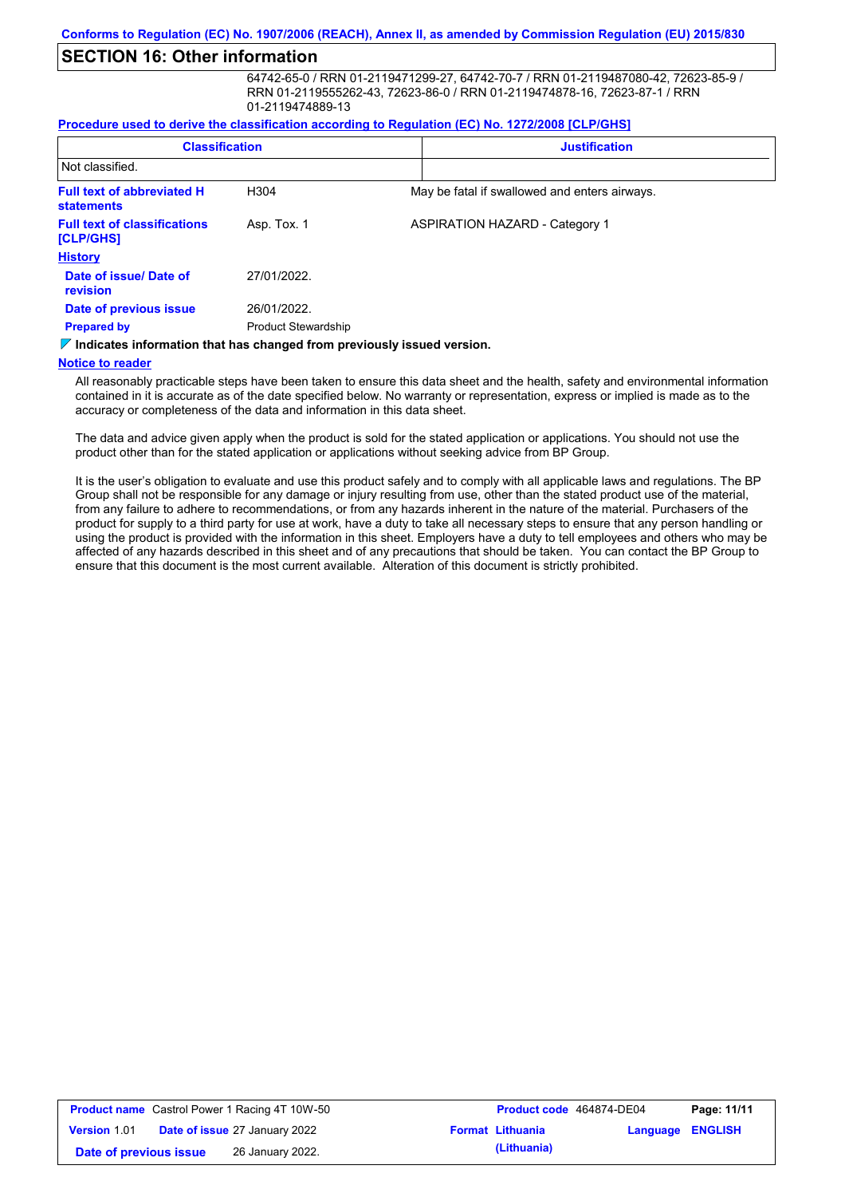## SECTION 16: Other information

64742-65-0 / RRN 01-2119471299-27, 64742-70-7 / RRN 01-2119487080-42, 72623-85-9 / RRN 01-2119555262-43, 72623-86-0 / RRN 01-2119474878-16, 72623-87-1 / RRN 01-2119474889-13

**Procedure used to derive the classification according to Regulation (EC) No. 1272/2008 [CLP/GHS]**

| Classification | Justification |
|---|---|
| Not classified. | |

| | | |
|---|---|---|
| **Full text of abbreviated H statements** | H304 | May be fatal if swallowed and enters airways. |
| **Full text of classifications [CLP/GHS]** | Asp. Tox. 1 | ASPIRATION HAZARD - Category 1 |

**History**

| | |
|---|---|
| **Date of issue/ Date of revision** | 27/01/2022. |
| **Date of previous issue** | 26/01/2022. |
| **Prepared by** | Product Stewardship |

**Indicates information that has changed from previously issued version.**

**Notice to reader**

All reasonably practicable steps have been taken to ensure this data sheet and the health, safety and environmental information contained in it is accurate as of the date specified below. No warranty or representation, express or implied is made as to the accuracy or completeness of the data and information in this data sheet.

The data and advice given apply when the product is sold for the stated application or applications. You should not use the product other than for the stated application or applications without seeking advice from BP Group.

It is the user's obligation to evaluate and use this product safely and to comply with all applicable laws and regulations. The BP Group shall not be responsible for any damage or injury resulting from use, other than the stated product use of the material, from any failure to adhere to recommendations, or from any hazards inherent in the nature of the material. Purchasers of the product for supply to a third party for use at work, have a duty to take all necessary steps to ensure that any person handling or using the product is provided with the information in this sheet. Employers have a duty to tell employees and others who may be affected of any hazards described in this sheet and of any precautions that should be taken. You can contact the BP Group to ensure that this document is the most current available. Alteration of this document is strictly prohibited.